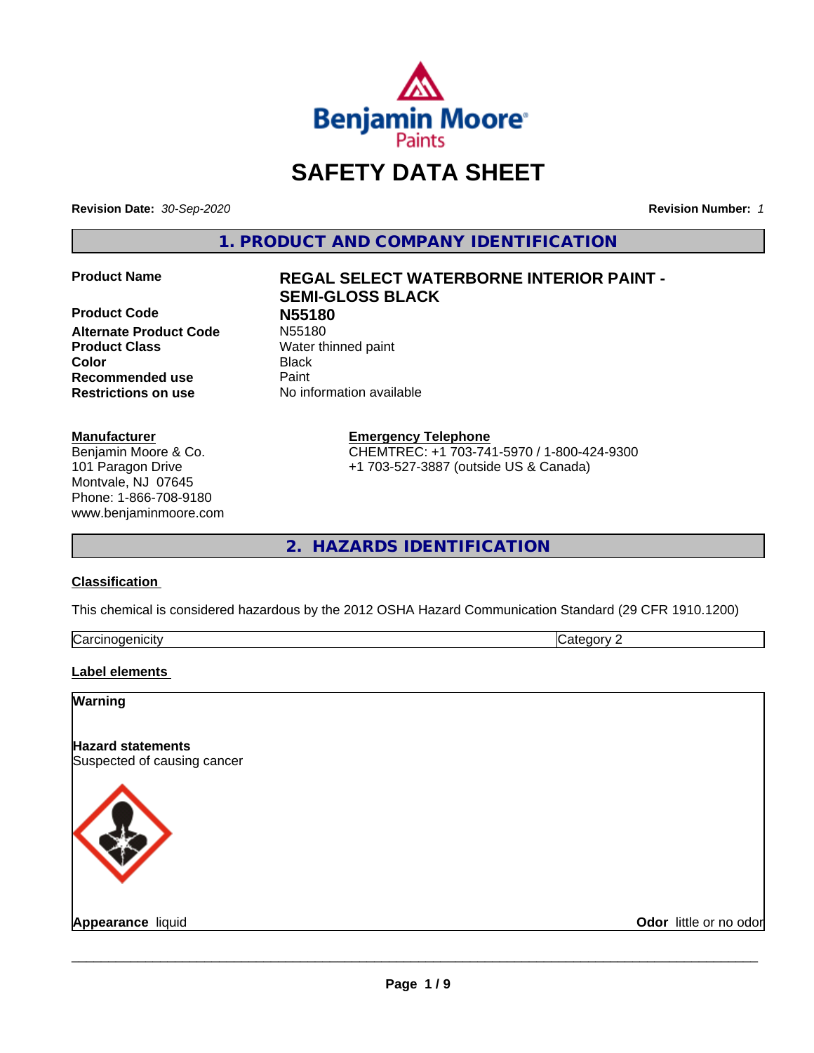# SAFETY DATA SHEET

**Revision Date:** *30-Sep-2020* **Revision Number:** *1*

## 1. PRODUCT AND COMPANY IDENTIFICATION

| | |
|---|---|
| **Product Name** | **REGAL SELECT WATERBORNE INTERIOR PAINT - SEMI-GLOSS BLACK** |
| **Product Code** | **N55180** |
| **Alternate Product Code** | N55180 |
| **Product Class** | Water thinned paint |
| **Color** | Black |
| **Recommended use** | Paint |
| **Restrictions on use** | No information available |

**Manufacturer**
Benjamin Moore & Co.
101 Paragon Drive
Montvale, NJ 07645
Phone: 1-866-708-9180
www.benjaminmoore.com

**Emergency Telephone**
CHEMTREC: +1 703-741-5970 / 1-800-424-9300
+1 703-527-3887 (outside US & Canada)

## 2. HAZARDS IDENTIFICATION

### Classification

This chemical is considered hazardous by the 2012 OSHA Hazard Communication Standard (29 CFR 1910.1200)

| | |
|---|---|
| Carcinogenicity | Category 2 |

### Label elements

**Warning**

**Hazard statements**
Suspected of causing cancer

**Appearance** liquid **Odor** little or no odor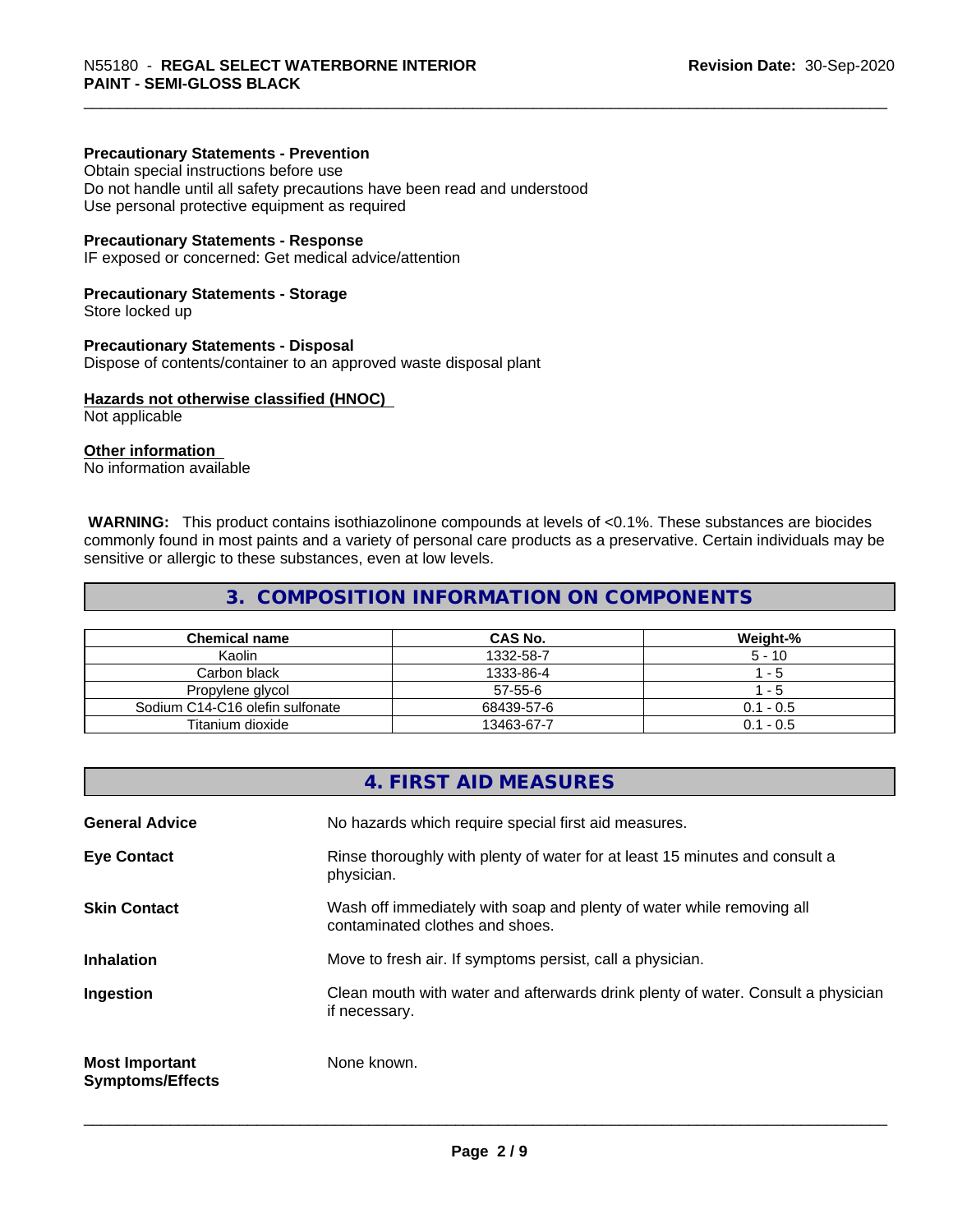**Precautionary Statements - Prevention**
Obtain special instructions before use
Do not handle until all safety precautions have been read and understood
Use personal protective equipment as required

**Precautionary Statements - Response**
IF exposed or concerned: Get medical advice/attention

**Precautionary Statements - Storage**
Store locked up

**Precautionary Statements - Disposal**
Dispose of contents/container to an approved waste disposal plant

**Hazards not otherwise classified (HNOC)**
Not applicable

**Other information**
No information available

**WARNING:** This product contains isothiazolinone compounds at levels of <0.1%. These substances are biocides commonly found in most paints and a variety of personal care products as a preservative. Certain individuals may be sensitive or allergic to these substances, even at low levels.

## 3. COMPOSITION INFORMATION ON COMPONENTS

| Chemical name | CAS No. | Weight-% |
|---|---|---|
| Kaolin | 1332-58-7 | 5 - 10 |
| Carbon black | 1333-86-4 | 1 - 5 |
| Propylene glycol | 57-55-6 | 1 - 5 |
| Sodium C14-C16 olefin sulfonate | 68439-57-6 | 0.1 - 0.5 |
| Titanium dioxide | 13463-67-7 | 0.1 - 0.5 |

## 4. FIRST AID MEASURES

**General Advice** No hazards which require special first aid measures.

**Eye Contact** Rinse thoroughly with plenty of water for at least 15 minutes and consult a physician.

**Skin Contact** Wash off immediately with soap and plenty of water while removing all contaminated clothes and shoes.

**Inhalation** Move to fresh air. If symptoms persist, call a physician.

**Ingestion** Clean mouth with water and afterwards drink plenty of water. Consult a physician if necessary.

**Most Important Symptoms/Effects** None known.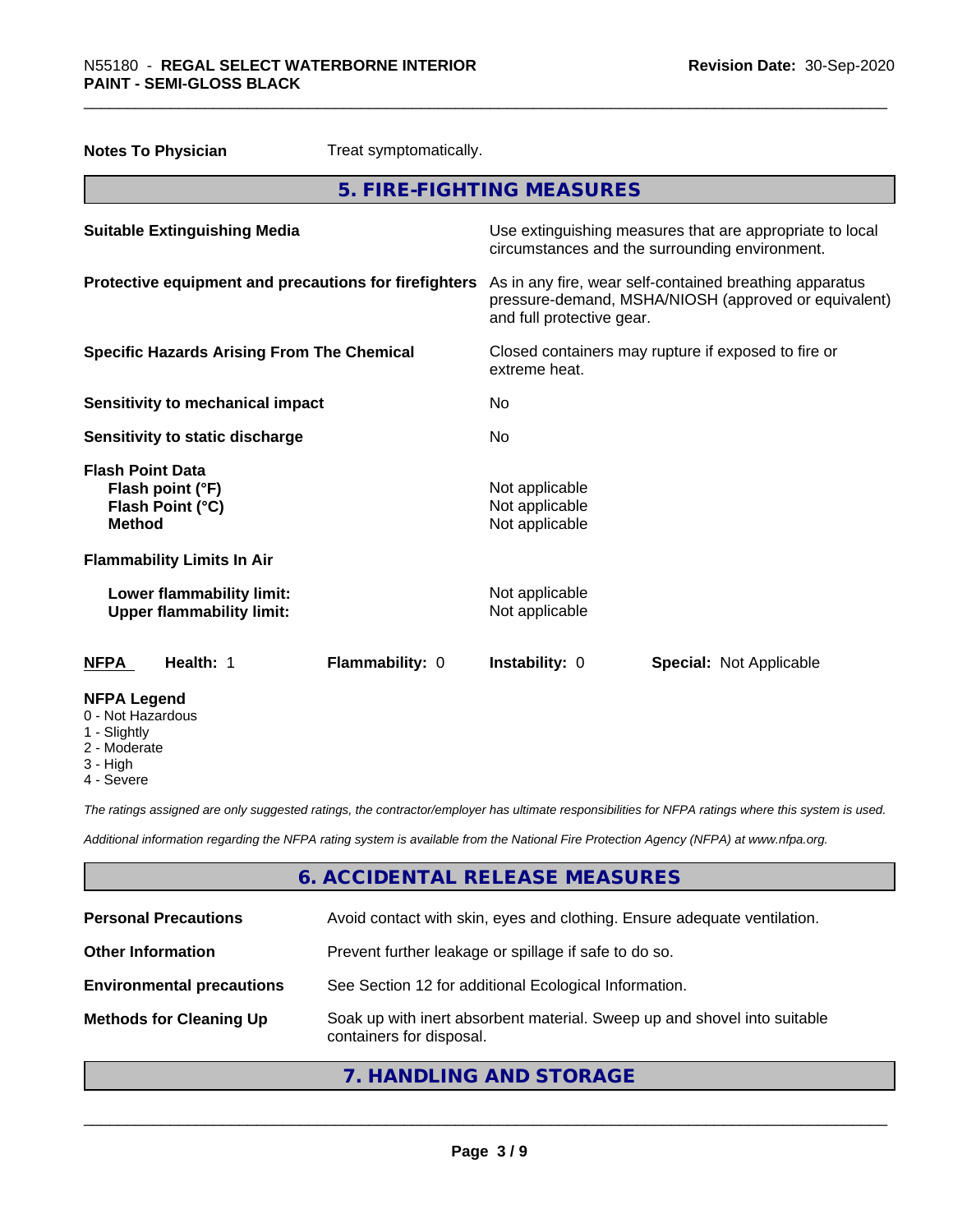**Notes To Physician** Treat symptomatically.

## 5. FIRE-FIGHTING MEASURES

| | |
|---|---|
| **Suitable Extinguishing Media** | Use extinguishing measures that are appropriate to local circumstances and the surrounding environment. |
| **Protective equipment and precautions for firefighters** | As in any fire, wear self-contained breathing apparatus pressure-demand, MSHA/NIOSH (approved or equivalent) and full protective gear. |
| **Specific Hazards Arising From The Chemical** | Closed containers may rupture if exposed to fire or extreme heat. |
| **Sensitivity to mechanical impact** | No |
| **Sensitivity to static discharge** | No |

**Flash Point Data**

| | |
|---|---|
| **Flash point (°F)** | Not applicable |
| **Flash Point (°C)** | Not applicable |
| **Method** | Not applicable |

**Flammability Limits In Air**

| | |
|---|---|
| **Lower flammability limit:** | Not applicable |
| **Upper flammability limit:** | Not applicable |

| **NFPA** | **Health:** 1 | **Flammability:** 0 | **Instability:** 0 | **Special:** Not Applicable |
|---|---|---|---|---|

**NFPA Legend**
- 0 - Not Hazardous
- 1 - Slightly
- 2 - Moderate
- 3 - High
- 4 - Severe

*The ratings assigned are only suggested ratings, the contractor/employer has ultimate responsibilities for NFPA ratings where this system is used.*

*Additional information regarding the NFPA rating system is available from the National Fire Protection Agency (NFPA) at www.nfpa.org.*

## 6. ACCIDENTAL RELEASE MEASURES

| | |
|---|---|
| **Personal Precautions** | Avoid contact with skin, eyes and clothing. Ensure adequate ventilation. |
| **Other Information** | Prevent further leakage or spillage if safe to do so. |
| **Environmental precautions** | See Section 12 for additional Ecological Information. |
| **Methods for Cleaning Up** | Soak up with inert absorbent material. Sweep up and shovel into suitable containers for disposal. |

## 7. HANDLING AND STORAGE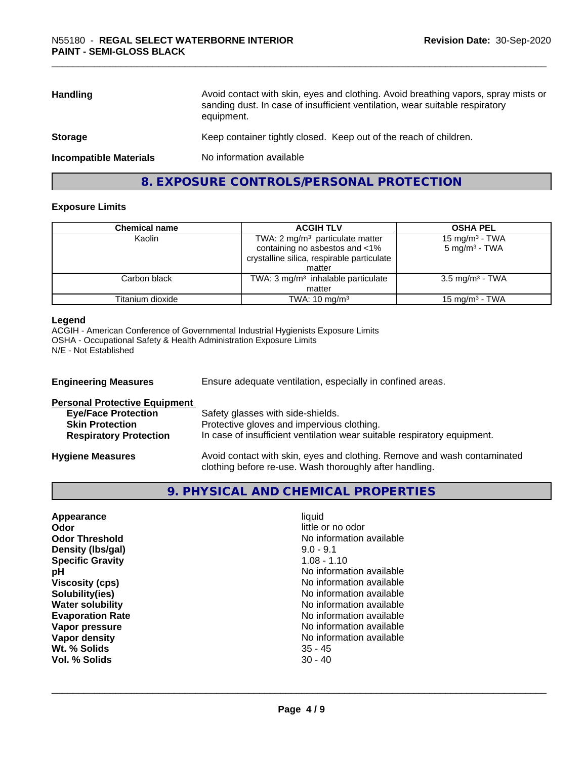| | |
|---|---|
| **Handling** | Avoid contact with skin, eyes and clothing. Avoid breathing vapors, spray mists or sanding dust. In case of insufficient ventilation, wear suitable respiratory equipment. |
| **Storage** | Keep container tightly closed. Keep out of the reach of children. |
| **Incompatible Materials** | No information available |

## 8. EXPOSURE CONTROLS/PERSONAL PROTECTION

### Exposure Limits

| Chemical name | ACGIH TLV | OSHA PEL |
|---|---|---|
| Kaolin | TWA: 2 mg/m³ particulate matter containing no asbestos and <1% crystalline silica, respirable particulate matter | 15 mg/m³ - TWA<br>5 mg/m³ - TWA |
| Carbon black | TWA: 3 mg/m³ inhalable particulate matter | 3.5 mg/m³ - TWA |
| Titanium dioxide | TWA: 10 mg/m³ | 15 mg/m³ - TWA |

**Legend**

ACGIH - American Conference of Governmental Industrial Hygienists Exposure Limits
OSHA - Occupational Safety & Health Administration Exposure Limits
N/E - Not Established

**Engineering Measures** Ensure adequate ventilation, especially in confined areas.

**Personal Protective Equipment**

| | |
|---|---|
| **Eye/Face Protection** | Safety glasses with side-shields. |
| **Skin Protection** | Protective gloves and impervious clothing. |
| **Respiratory Protection** | In case of insufficient ventilation wear suitable respiratory equipment. |

**Hygiene Measures** Avoid contact with skin, eyes and clothing. Remove and wash contaminated clothing before re-use. Wash thoroughly after handling.

## 9. PHYSICAL AND CHEMICAL PROPERTIES

| | |
|---|---|
| **Appearance** | liquid |
| **Odor** | little or no odor |
| **Odor Threshold** | No information available |
| **Density (lbs/gal)** | 9.0 - 9.1 |
| **Specific Gravity** | 1.08 - 1.10 |
| **pH** | No information available |
| **Viscosity (cps)** | No information available |
| **Solubility(ies)** | No information available |
| **Water solubility** | No information available |
| **Evaporation Rate** | No information available |
| **Vapor pressure** | No information available |
| **Vapor density** | No information available |
| **Wt. % Solids** | 35 - 45 |
| **Vol. % Solids** | 30 - 40 |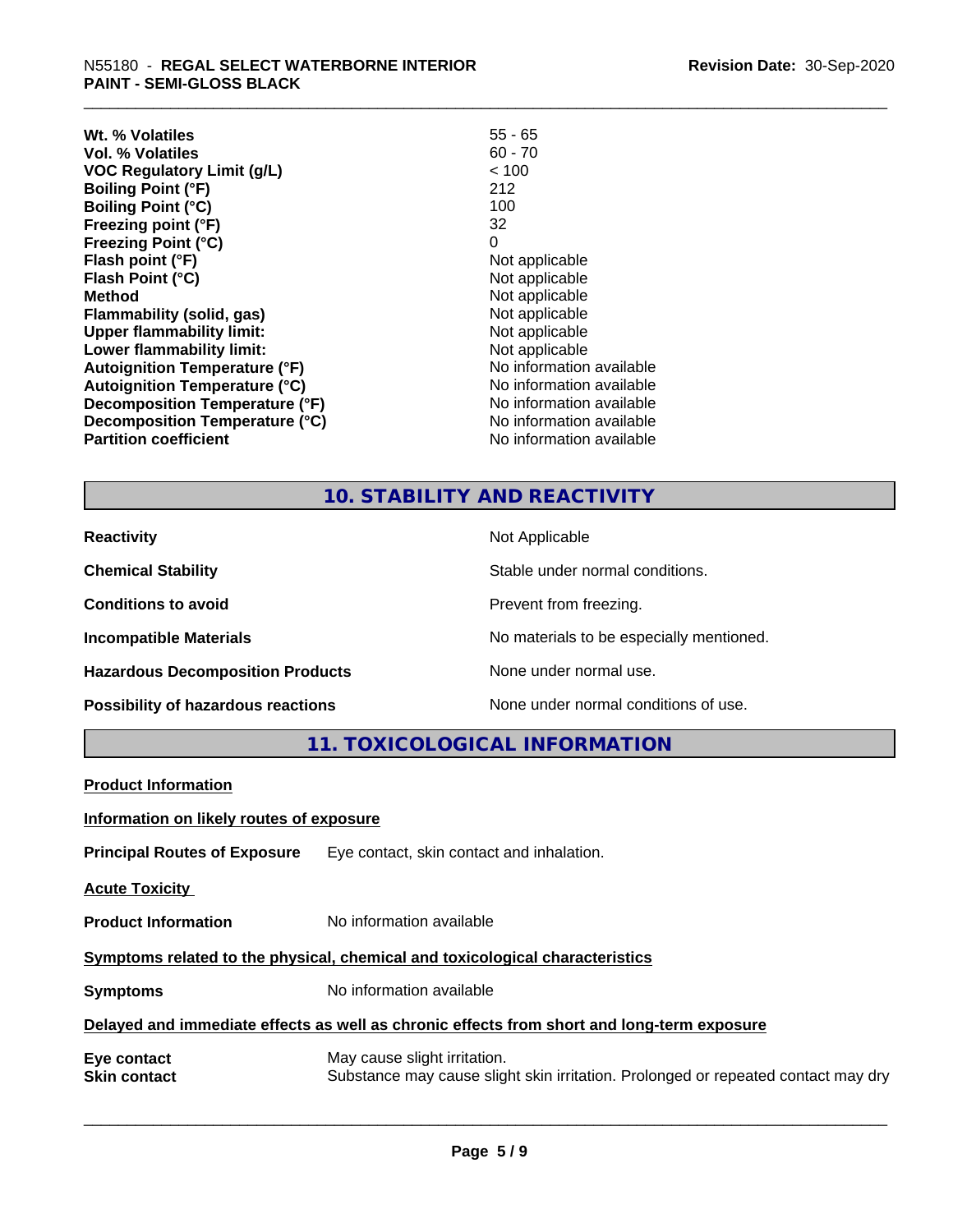| | |
|---|---|
| **Wt. % Volatiles** | 55 - 65 |
| **Vol. % Volatiles** | 60 - 70 |
| **VOC Regulatory Limit (g/L)** | < 100 |
| **Boiling Point (°F)** | 212 |
| **Boiling Point (°C)** | 100 |
| **Freezing point (°F)** | 32 |
| **Freezing Point (°C)** | 0 |
| **Flash point (°F)** | Not applicable |
| **Flash Point (°C)** | Not applicable |
| **Method** | Not applicable |
| **Flammability (solid, gas)** | Not applicable |
| **Upper flammability limit:** | Not applicable |
| **Lower flammability limit:** | Not applicable |
| **Autoignition Temperature (°F)** | No information available |
| **Autoignition Temperature (°C)** | No information available |
| **Decomposition Temperature (°F)** | No information available |
| **Decomposition Temperature (°C)** | No information available |
| **Partition coefficient** | No information available |

## 10. STABILITY AND REACTIVITY

| | |
|---|---|
| **Reactivity** | Not Applicable |
| **Chemical Stability** | Stable under normal conditions. |
| **Conditions to avoid** | Prevent from freezing. |
| **Incompatible Materials** | No materials to be especially mentioned. |
| **Hazardous Decomposition Products** | None under normal use. |
| **Possibility of hazardous reactions** | None under normal conditions of use. |

## 11. TOXICOLOGICAL INFORMATION

**Product Information**

**Information on likely routes of exposure**

**Principal Routes of Exposure** Eye contact, skin contact and inhalation.

**Acute Toxicity**

**Product Information** No information available

**Symptoms related to the physical, chemical and toxicological characteristics**

**Symptoms** No information available

**Delayed and immediate effects as well as chronic effects from short and long-term exposure**

**Eye contact** May cause slight irritation.

**Skin contact** Substance may cause slight skin irritation. Prolonged or repeated contact may dry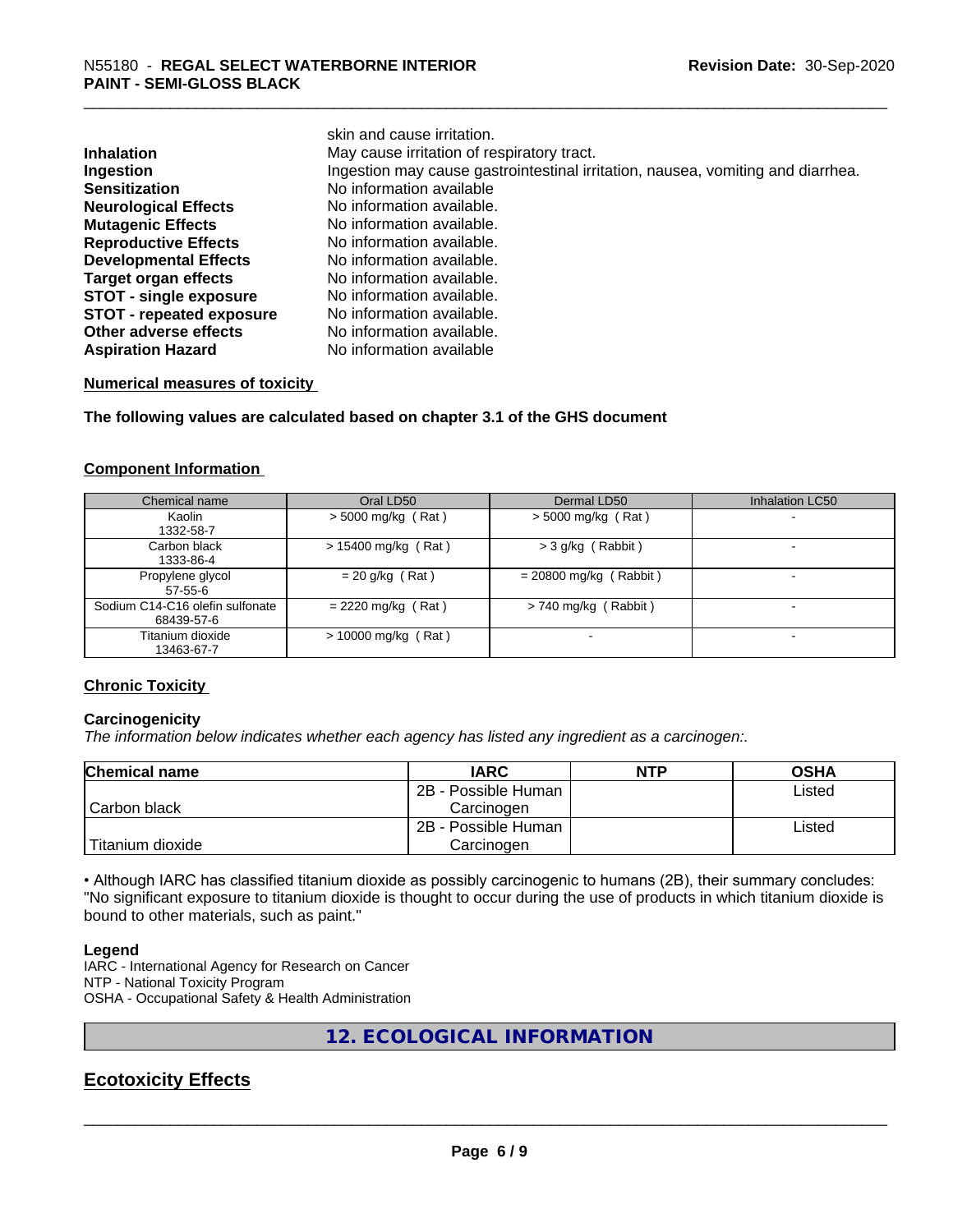| | |
|---|---|
| | skin and cause irritation. |
| **Inhalation** | May cause irritation of respiratory tract. |
| **Ingestion** | Ingestion may cause gastrointestinal irritation, nausea, vomiting and diarrhea. |
| **Sensitization** | No information available |
| **Neurological Effects** | No information available. |
| **Mutagenic Effects** | No information available. |
| **Reproductive Effects** | No information available. |
| **Developmental Effects** | No information available. |
| **Target organ effects** | No information available. |
| **STOT - single exposure** | No information available. |
| **STOT - repeated exposure** | No information available. |
| **Other adverse effects** | No information available. |
| **Aspiration Hazard** | No information available |

**Numerical measures of toxicity**

**The following values are calculated based on chapter 3.1 of the GHS document**

**Component Information**

| Chemical name | Oral LD50 | Dermal LD50 | Inhalation LC50 |
|---|---|---|---|
| Kaolin<br>1332-58-7 | > 5000 mg/kg ( Rat ) | > 5000 mg/kg ( Rat ) | - |
| Carbon black<br>1333-86-4 | > 15400 mg/kg ( Rat ) | > 3 g/kg ( Rabbit ) | - |
| Propylene glycol<br>57-55-6 | = 20 g/kg ( Rat ) | = 20800 mg/kg ( Rabbit ) | - |
| Sodium C14-C16 olefin sulfonate<br>68439-57-6 | = 2220 mg/kg ( Rat ) | > 740 mg/kg ( Rabbit ) | - |
| Titanium dioxide<br>13463-67-7 | > 10000 mg/kg ( Rat ) | - | - |

**Chronic Toxicity**

**Carcinogenicity**

*The information below indicates whether each agency has listed any ingredient as a carcinogen:.*

| Chemical name | IARC | NTP | OSHA |
|---|---|---|---|
| Carbon black | 2B - Possible Human Carcinogen | | Listed |
| Titanium dioxide | 2B - Possible Human Carcinogen | | Listed |

• Although IARC has classified titanium dioxide as possibly carcinogenic to humans (2B), their summary concludes: "No significant exposure to titanium dioxide is thought to occur during the use of products in which titanium dioxide is bound to other materials, such as paint."

**Legend**

IARC - International Agency for Research on Cancer
NTP - National Toxicity Program
OSHA - Occupational Safety & Health Administration

## 12. ECOLOGICAL INFORMATION

## Ecotoxicity Effects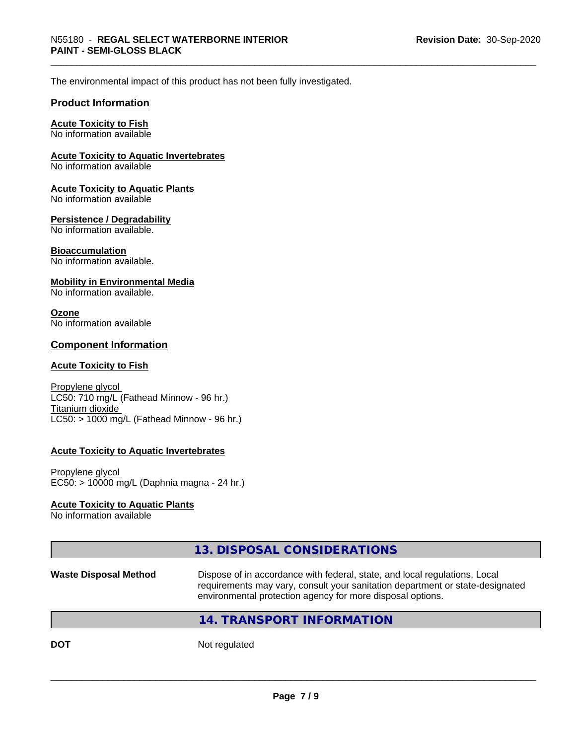The environmental impact of this product has not been fully investigated.

## Product Information

**Acute Toxicity to Fish**
No information available

**Acute Toxicity to Aquatic Invertebrates**
No information available

**Acute Toxicity to Aquatic Plants**
No information available

**Persistence / Degradability**
No information available.

**Bioaccumulation**
No information available.

**Mobility in Environmental Media**
No information available.

**Ozone**
No information available

## Component Information

**Acute Toxicity to Fish**

Propylene glycol
LC50: 710 mg/L (Fathead Minnow - 96 hr.)
Titanium dioxide
LC50: > 1000 mg/L (Fathead Minnow - 96 hr.)

**Acute Toxicity to Aquatic Invertebrates**

Propylene glycol
EC50: > 10000 mg/L (Daphnia magna - 24 hr.)

**Acute Toxicity to Aquatic Plants**
No information available

## 13. DISPOSAL CONSIDERATIONS

**Waste Disposal Method**: Dispose of in accordance with federal, state, and local regulations. Local requirements may vary, consult your sanitation department or state-designated environmental protection agency for more disposal options.

## 14. TRANSPORT INFORMATION

**DOT**: Not regulated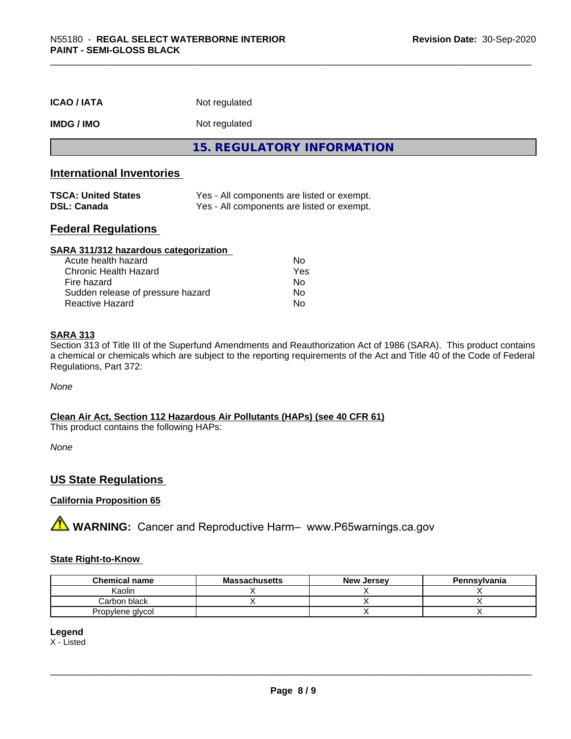| | |
|---|---|
| **ICAO / IATA** | Not regulated |
| **IMDG / IMO** | Not regulated |

## 15. REGULATORY INFORMATION

### International Inventories

| | |
|---|---|
| **TSCA: United States** | Yes - All components are listed or exempt. |
| **DSL: Canada** | Yes - All components are listed or exempt. |

### Federal Regulations

**SARA 311/312 hazardous categorization**

| | |
|---|---|
| Acute health hazard | No |
| Chronic Health Hazard | Yes |
| Fire hazard | No |
| Sudden release of pressure hazard | No |
| Reactive Hazard | No |

**SARA 313**

Section 313 of Title III of the Superfund Amendments and Reauthorization Act of 1986 (SARA). This product contains a chemical or chemicals which are subject to the reporting requirements of the Act and Title 40 of the Code of Federal Regulations, Part 372:

*None*

**Clean Air Act, Section 112 Hazardous Air Pollutants (HAPs) (see 40 CFR 61)**

This product contains the following HAPs:

*None*

### US State Regulations

**California Proposition 65**

⚠ **WARNING:** Cancer and Reproductive Harm– www.P65warnings.ca.gov

**State Right-to-Know**

| Chemical name | Massachusetts | New Jersey | Pennsylvania |
|---|---|---|---|
| Kaolin | X | X | X |
| Carbon black | X | X | X |
| Propylene glycol | | X | X |

**Legend**

X - Listed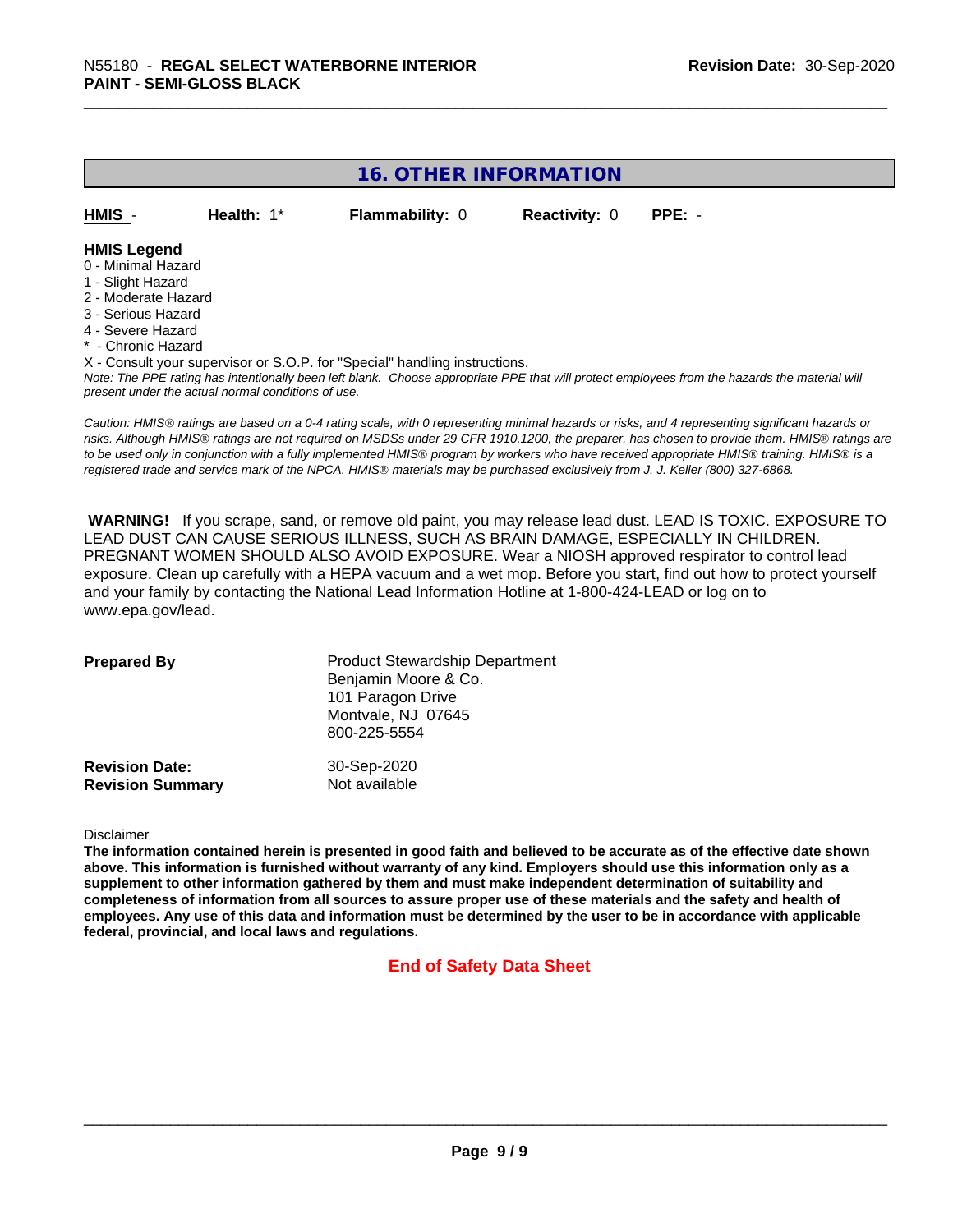## 16. OTHER INFORMATION

| HMIS - | Health: 1* | Flammability: 0 | Reactivity: 0 | PPE: - |
|---|---|---|---|---|

**HMIS Legend**

0 - Minimal Hazard
1 - Slight Hazard
2 - Moderate Hazard
3 - Serious Hazard
4 - Severe Hazard
* - Chronic Hazard
X - Consult your supervisor or S.O.P. for "Special" handling instructions.

*Note: The PPE rating has intentionally been left blank. Choose appropriate PPE that will protect employees from the hazards the material will present under the actual normal conditions of use.*

*Caution: HMIS® ratings are based on a 0-4 rating scale, with 0 representing minimal hazards or risks, and 4 representing significant hazards or risks. Although HMIS® ratings are not required on MSDSs under 29 CFR 1910.1200, the preparer, has chosen to provide them. HMIS® ratings are to be used only in conjunction with a fully implemented HMIS® program by workers who have received appropriate HMIS® training. HMIS® is a registered trade and service mark of the NPCA. HMIS® materials may be purchased exclusively from J. J. Keller (800) 327-6868.*

**WARNING!** If you scrape, sand, or remove old paint, you may release lead dust. LEAD IS TOXIC. EXPOSURE TO LEAD DUST CAN CAUSE SERIOUS ILLNESS, SUCH AS BRAIN DAMAGE, ESPECIALLY IN CHILDREN. PREGNANT WOMEN SHOULD ALSO AVOID EXPOSURE. Wear a NIOSH approved respirator to control lead exposure. Clean up carefully with a HEPA vacuum and a wet mop. Before you start, find out how to protect yourself and your family by contacting the National Lead Information Hotline at 1-800-424-LEAD or log on to www.epa.gov/lead.

**Prepared By**
Product Stewardship Department
Benjamin Moore & Co.
101 Paragon Drive
Montvale, NJ 07645
800-225-5554

**Revision Date:** 30-Sep-2020
**Revision Summary** Not available

Disclaimer

**The information contained herein is presented in good faith and believed to be accurate as of the effective date shown above. This information is furnished without warranty of any kind. Employers should use this information only as a supplement to other information gathered by them and must make independent determination of suitability and completeness of information from all sources to assure proper use of these materials and the safety and health of employees. Any use of this data and information must be determined by the user to be in accordance with applicable federal, provincial, and local laws and regulations.**

**End of Safety Data Sheet**